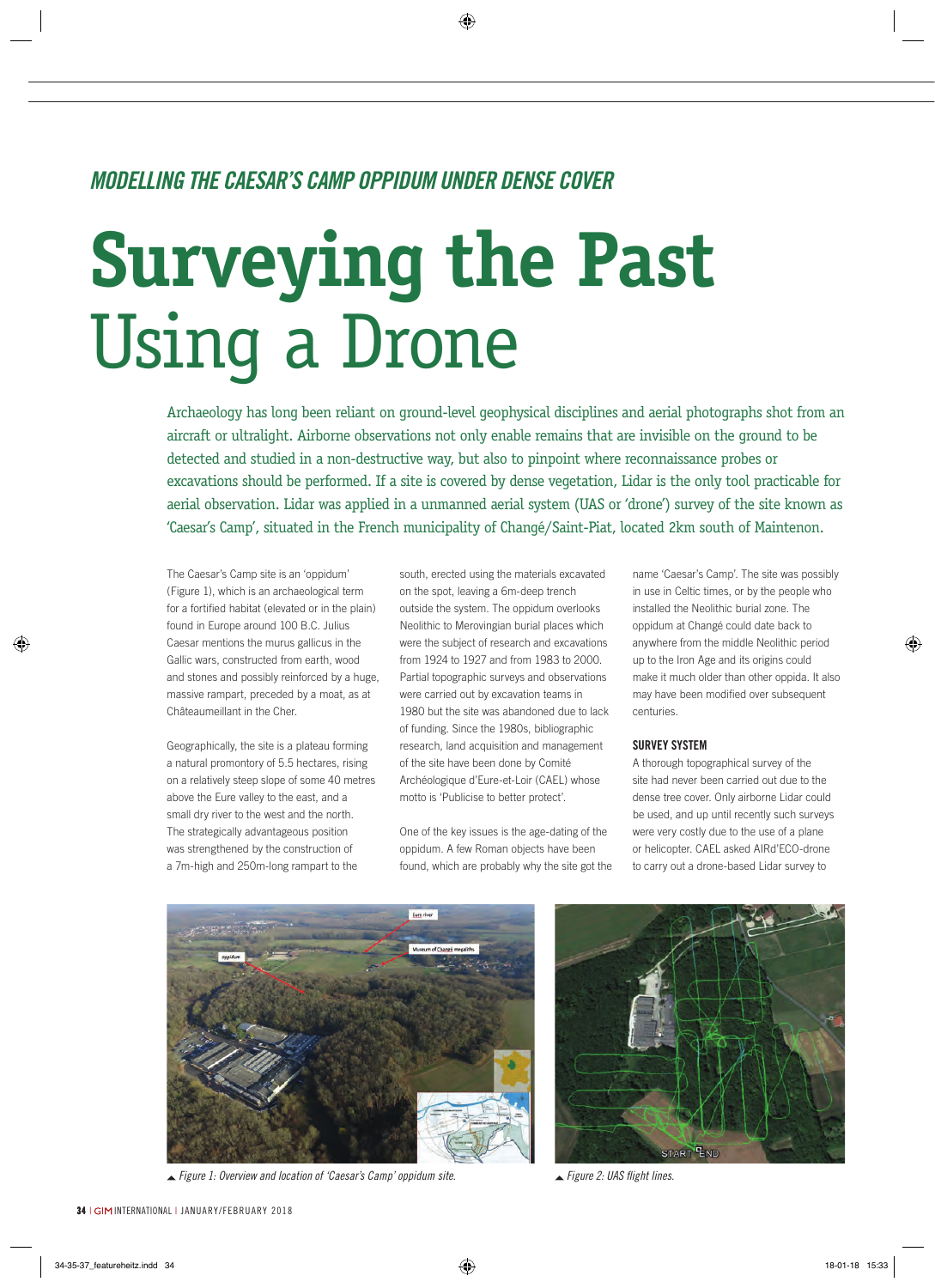*MODELLING THE CAESAR'S CAMP OPPIDUM UNDER DENSE COVER*

# Surveying the Past Using a Drone

Archaeology has long been reliant on ground-level geophysical disciplines and aerial photographs shot from an aircraft or ultralight. Airborne observations not only enable remains that are invisible on the ground to be detected and studied in a non-destructive way, but also to pinpoint where reconnaissance probes or excavations should be performed. If a site is covered by dense vegetation, Lidar is the only tool practicable for aerial observation. Lidar was applied in a unmanned aerial system (UAS or 'drone') survey of the site known as 'Caesar's Camp', situated in the French municipality of Changé/Saint-Piat, located 2km south of Maintenon.

The Caesar's Camp site is an 'oppidum' (Figure 1), which is an archaeological term for a fortified habitat (elevated or in the plain) found in Europe around 100 B.C. Julius Caesar mentions the murus gallicus in the Gallic wars, constructed from earth, wood and stones and possibly reinforced by a huge, massive rampart, preceded by a moat, as at Châteaumeillant in the Cher.

Geographically, the site is a plateau forming a natural promontory of 5.5 hectares, rising on a relatively steep slope of some 40 metres above the Eure valley to the east, and a small dry river to the west and the north. The strategically advantageous position was strengthened by the construction of a 7m-high and 250m-long rampart to the south, erected using the materials excavated on the spot, leaving a 6m-deep trench outside the system. The oppidum overlooks Neolithic to Merovingian burial places which were the subject of research and excavations from 1924 to 1927 and from 1983 to 2000. Partial topographic surveys and observations were carried out by excavation teams in 1980 but the site was abandoned due to lack of funding. Since the 1980s, bibliographic research, land acquisition and management of the site have been done by Comité Archéologique d'Eure-et-Loir (CAEL) whose motto is 'Publicise to better protect'.

One of the key issues is the age-dating of the oppidum. A few Roman objects have been found, which are probably why the site got the name 'Caesar's Camp'. The site was possibly in use in Celtic times, or by the people who installed the Neolithic burial zone. The oppidum at Changé could date back to anywhere from the middle Neolithic period up to the Iron Age and its origins could make it much older than other oppida. It also may have been modified over subsequent centuries.

## SURVEY SYSTEM

A thorough topographical survey of the site had never been carried out due to the dense tree cover. Only airborne Lidar could be used, and up until recently such surveys were very costly due to the use of a plane or helicopter. CAEL asked AIRd'ECO-drone to carry out a drone-based Lidar survey to

▲ *Figure 1: Overview and location of 'Caesar's Camp' oppidum site.*

▲ *Figure 2: UAS flight lines.*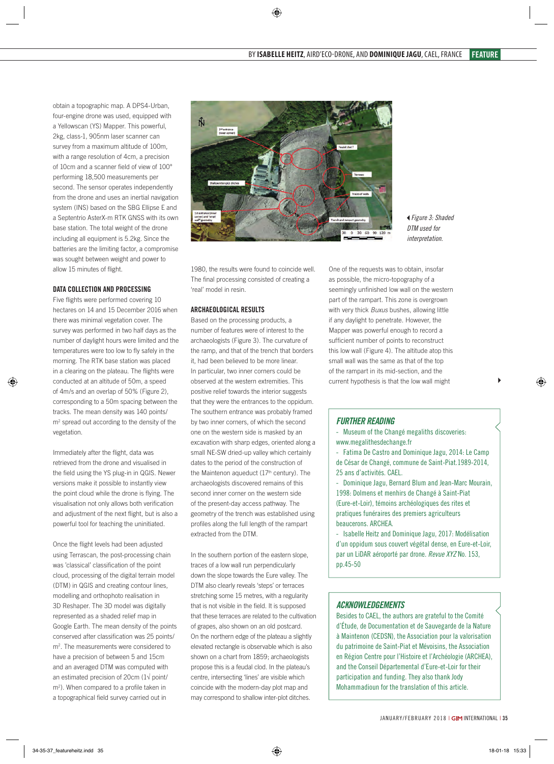obtain a topographic map. A DPS4-Urban, four-engine drone was used, equipped with a Yellowscan (YS) Mapper. This powerful, 2kg, class-1, 905nm laser scanner can survey from a maximum altitude of 100m, with a range resolution of 4cm, a precision of 10cm and a scanner field of view of 100° performing 18,500 measurements per second. The sensor operates independently from the drone and uses an inertial navigation system (INS) based on the SBG Ellipse E and a Septentrio AsterX-m RTK GNSS with its own base station. The total weight of the drone including all equipment is 5.2kg. Since the batteries are the limiting factor, a compromise was sought between weight and power to allow 15 minutes of flight.

### DATA COLLECTION AND PROCESSING

Five flights were performed covering 10 hectares on 14 and 15 December 2016 when there was minimal vegetation cover. The survey was performed in two half days as the number of daylight hours were limited and the temperatures were too low to fly safely in the morning. The RTK base station was placed in a clearing on the plateau. The flights were conducted at an altitude of 50m, a speed of 4m/s and an overlap of 50% (Figure 2), corresponding to a 50m spacing between the tracks. The mean density was 140 points/m$^2$ spread out according to the density of the vegetation.

Immediately after the flight, data was retrieved from the drone and visualised in the field using the YS plug-in in QGIS. Newer versions make it possible to instantly view the point cloud while the drone is flying. The visualisation not only allows both verification and adjustment of the next flight, but is also a powerful tool for teaching the uninitiated.

Once the flight levels had been adjusted using Terrascan, the post-processing chain was 'classical' classification of the point cloud, processing of the digital terrain model (DTM) in QGIS and creating contour lines, modelling and orthophoto realisation in 3D Reshaper. The 3D model was digitally represented as a shaded relief map in Google Earth. The mean density of the points conserved after classification was 25 points/m$^2$. The measurements were considered to have a precision of between 5 and 15cm and an averaged DTM was computed with an estimated precision of 20cm (1√ point/m$^2$). When compared to a profile taken in a topographical field survey carried out in 1980, the results were found to coincide well. The final processing consisted of creating a 'real' model in resin.

3rd entrance (inner corner)
Feudal clod ?
Terraces
Shallow interplot ditches
Traces of walls
1st entrance (inner corner) and "small wall" geometry
Trench and rampart geometry
30 0 30 60 90 120 m

Figure 3: Shaded DTM used for interpretation.

### ARCHAEOLOGICAL RESULTS

Based on the processing products, a number of features were of interest to the archaeologists (Figure 3). The curvature of the ramp, and that of the trench that borders it, had been believed to be more linear. In particular, two inner corners could be observed at the western extremities. This positive relief towards the interior suggests that they were the entrances to the oppidum. The southern entrance was probably framed by two inner corners, of which the second one on the western side is masked by an excavation with sharp edges, oriented along a small NE-SW dried-up valley which certainly dates to the period of the construction of the Maintenon aqueduct (17th century). The archaeologists discovered remains of this second inner corner on the western side of the present-day access pathway. The geometry of the trench was established using profiles along the full length of the rampart extracted from the DTM.

In the southern portion of the eastern slope, traces of a low wall run perpendicularly down the slope towards the Eure valley. The DTM also clearly reveals 'steps' or terraces stretching some 15 metres, with a regularity that is not visible in the field. It is supposed that these terraces are related to the cultivation of grapes, also shown on an old postcard. On the northern edge of the plateau a slightly elevated rectangle is observable which is also shown on a chart from 1859; archaeologists propose this is a feudal clod. In the plateau's centre, intersecting 'lines' are visible which coincide with the modern-day plot map and may correspond to shallow inter-plot ditches.

One of the requests was to obtain, insofar as possible, the micro-topography of a seemingly unfinished low wall on the western part of the rampart. This zone is overgrown with very thick *Buxus* bushes, allowing little if any daylight to penetrate. However, the Mapper was powerful enough to record a sufficient number of points to reconstruct this low wall (Figure 4). The altitude atop this small wall was the same as that of the top of the rampart in its mid-section, and the current hypothesis is that the low wall might

### FURTHER READING

- Museum of the Changé megaliths discoveries: www.megalithesdechange.fr
- Fatima De Castro and Dominique Jagu, 2014: Le Camp de César de Changé, commune de Saint-Piat.1989-2014, 25 ans d'activités. CAEL.
- Dominique Jagu, Bernard Blum and Jean-Marc Mourain, 1998: Dolmens et menhirs de Changé à Saint-Piat (Eure-et-Loir), témoins archéologiques des rites et pratiques funéraires des premiers agriculteurs beaucerons. ARCHEA.
- Isabelle Heitz and Dominique Jagu, 2017: Modélisation d'un oppidum sous couvert végétal dense, en Eure-et-Loir, par un LiDAR aéroporté par drone. *Revue XYZ* No. 153, pp.45-50

### ACKNOWLEDGEMENTS

Besides to CAEL, the authors are grateful to the Comité d'Étude, de Documentation et de Sauvegarde de la Nature à Maintenon (CEDSN), the Association pour la valorisation du patrimoine de Saint-Piat et Mévoisins, the Association en Région Centre pour l'Histoire et l'Archéologie (ARCHEA), and the Conseil Départemental d'Eure-et-Loir for their participation and funding. They also thank Jody Mohammadioun for the translation of this article.